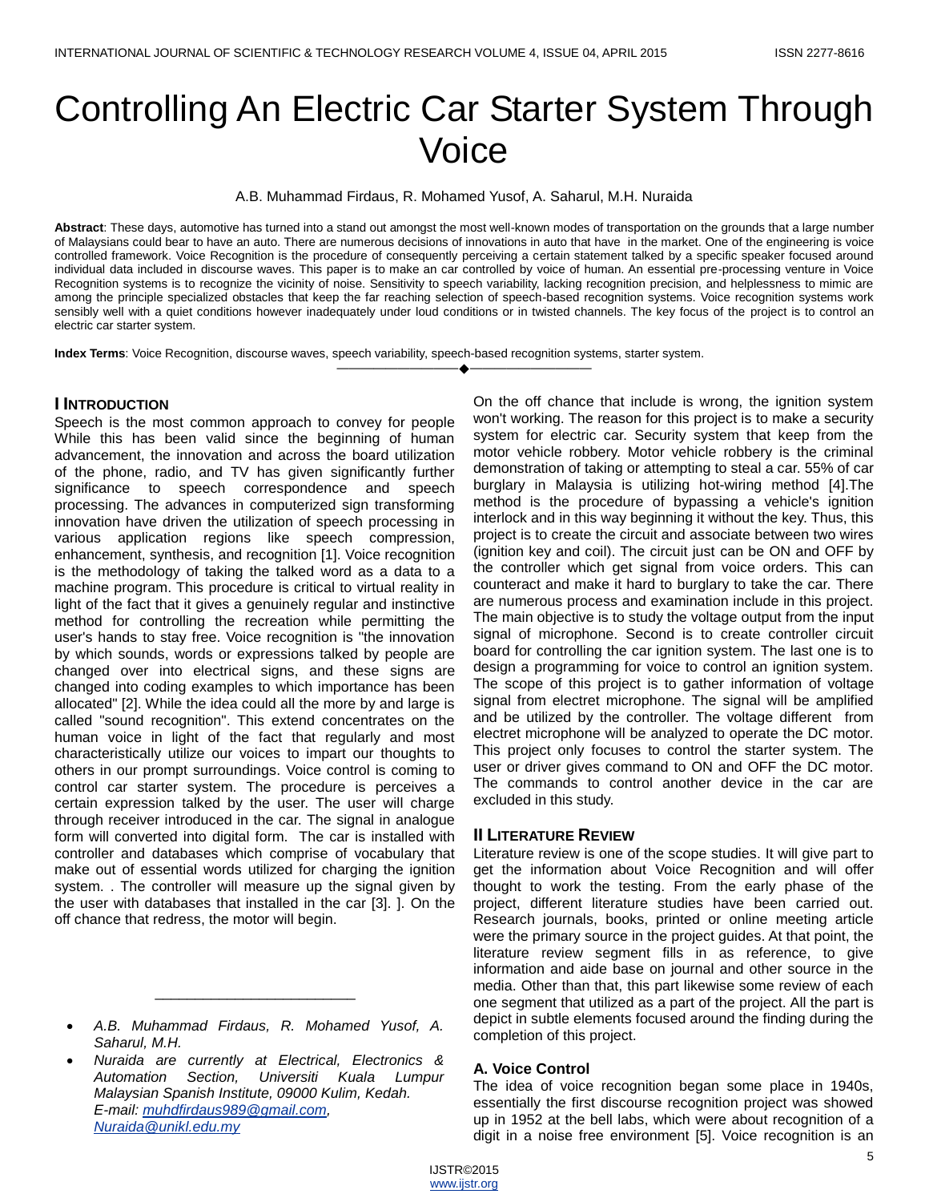# Controlling An Electric Car Starter System Through Voice

A.B. Muhammad Firdaus, R. Mohamed Yusof, A. Saharul, M.H. Nuraida

**Abstract**: These days, automotive has turned into a stand out amongst the most well-known modes of transportation on the grounds that a large number of Malaysians could bear to have an auto. There are numerous decisions of innovations in auto that have in the market. One of the engineering is voice controlled framework. Voice Recognition is the procedure of consequently perceiving a certain statement talked by a specific speaker focused around individual data included in discourse waves. This paper is to make an car controlled by voice of human. An essential pre-processing venture in Voice Recognition systems is to recognize the vicinity of noise. Sensitivity to speech variability, lacking recognition precision, and helplessness to mimic are among the principle specialized obstacles that keep the far reaching selection of speech-based recognition systems. Voice recognition systems work sensibly well with a quiet conditions however inadequately under loud conditions or in twisted channels. The key focus of the project is to control an electric car starter system.

**Index Terms**: Voice Recognition, discourse waves, speech variability, speech-based recognition systems, starter system.

---

## I Introduction

Speech is the most common approach to convey for people While this has been valid since the beginning of human advancement, the innovation and across the board utilization of the phone, radio, and TV has given significantly further significance to speech correspondence and speech processing. The advances in computerized sign transforming innovation have driven the utilization of speech processing in various application regions like speech compression, enhancement, synthesis, and recognition [1]. Voice recognition is the methodology of taking the talked word as a data to a machine program. This procedure is critical to virtual reality in light of the fact that it gives a genuinely regular and instinctive method for controlling the recreation while permitting the user's hands to stay free. Voice recognition is "the innovation by which sounds, words or expressions talked by people are changed over into electrical signs, and these signs are changed into coding examples to which importance has been allocated" [2]. While the idea could all the more by and large is called "sound recognition". This extend concentrates on the human voice in light of the fact that regularly and most characteristically utilize our voices to impart our thoughts to others in our prompt surroundings. Voice control is coming to control car starter system. The procedure is perceives a certain expression talked by the user. The user will charge through receiver introduced in the car. The signal in analogue form will converted into digital form. The car is installed with controller and databases which comprise of vocabulary that make out of essential words utilized for charging the ignition system. . The controller will measure up the signal given by the user with databases that installed in the car [3]. ]. On the off chance that redress, the motor will begin. On the off chance that include is wrong, the ignition system won't working. The reason for this project is to make a security system for electric car. Security system that keep from the motor vehicle robbery. Motor vehicle robbery is the criminal demonstration of taking or attempting to steal a car. 55% of car burglary in Malaysia is utilizing hot-wiring method [4].The method is the procedure of bypassing a vehicle's ignition interlock and in this way beginning it without the key. Thus, this project is to create the circuit and associate between two wires (ignition key and coil). The circuit just can be ON and OFF by the controller which get signal from voice orders. This can counteract and make it hard to burglary to take the car. There are numerous process and examination include in this project. The main objective is to study the voltage output from the input signal of microphone. Second is to create controller circuit board for controlling the car ignition system. The last one is to design a programming for voice to control an ignition system. The scope of this project is to gather information of voltage signal from electret microphone. The signal will be amplified and be utilized by the controller. The voltage different from electret microphone will be analyzed to operate the DC motor. This project only focuses to control the starter system. The user or driver gives command to ON and OFF the DC motor. The commands to control another device in the car are excluded in this study.

## II Literature Review

Literature review is one of the scope studies. It will give part to get the information about Voice Recognition and will offer thought to work the testing. From the early phase of the project, different literature studies have been carried out. Research journals, books, printed or online meeting article were the primary source in the project guides. At that point, the literature review segment fills in as reference, to give information and aide base on journal and other source in the media. Other than that, this part likewise some review of each one segment that utilized as a part of the project. All the part is depict in subtle elements focused around the finding during the completion of this project.

### A. Voice Control

The idea of voice recognition began some place in 1940s, essentially the first discourse recognition project was showed up in 1952 at the bell labs, which were about recognition of a digit in a noise free environment [5]. Voice recognition is an

---

- *A.B. Muhammad Firdaus, R. Mohamed Yusof, A. Saharul, M.H.*
- *Nuraida are currently at Electrical, Electronics & Automation Section, Universiti Kuala Lumpur Malaysian Spanish Institute, 09000 Kulim, Kedah. E-mail: muhdfirdaus989@gmail.com, Nuraida@unikl.edu.my*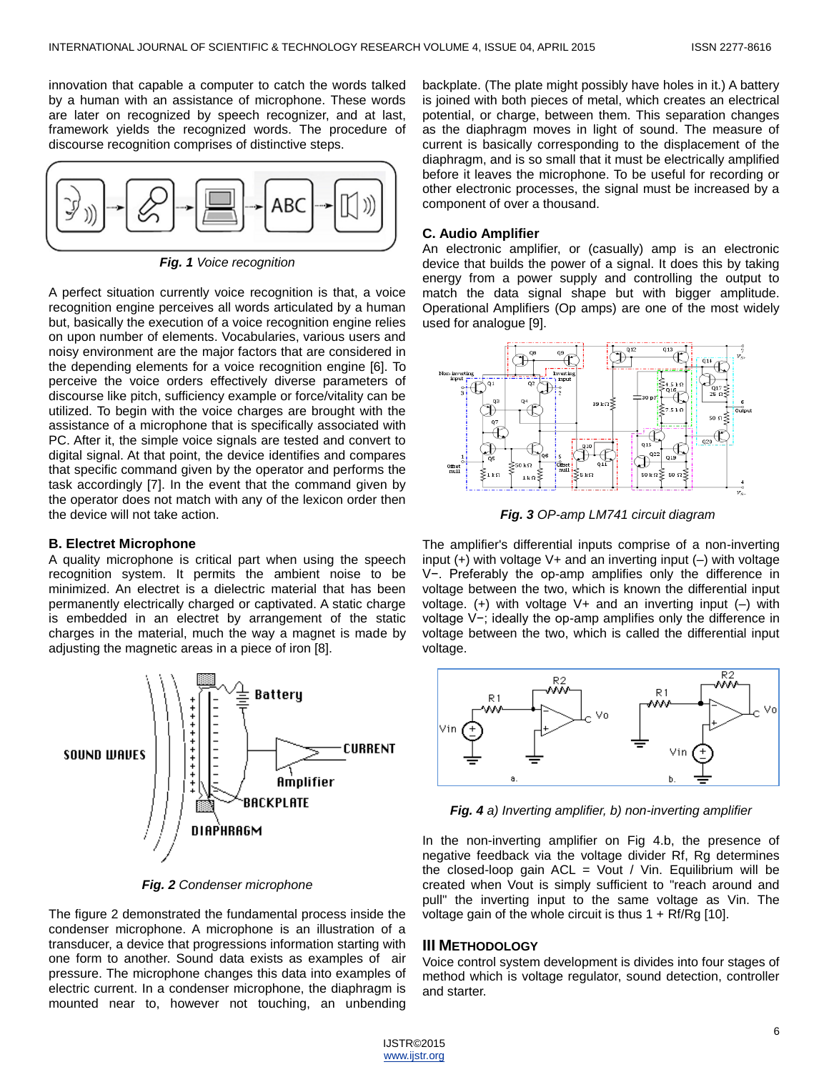innovation that capable a computer to catch the words talked by a human with an assistance of microphone. These words are later on recognized by speech recognizer, and at last, framework yields the recognized words. The procedure of discourse recognition comprises of distinctive steps.

***Fig. 1*** *Voice recognition*

A perfect situation currently voice recognition is that, a voice recognition engine perceives all words articulated by a human but, basically the execution of a voice recognition engine relies on upon number of elements. Vocabularies, various users and noisy environment are the major factors that are considered in the depending elements for a voice recognition engine [6]. To perceive the voice orders effectively diverse parameters of discourse like pitch, sufficiency example or force/vitality can be utilized. To begin with the voice charges are procured with the assistance of a microphone that is specifically associated with PC. After it, the simple voice signals are tested and convert to digital signal. At that point, the device identifies and compares that specific command given by the operator and performs the task accordingly [7]. In the event that the command given by the operator does not match with any of the lexicon order then the device will not take action.

### B. Electret Microphone

A quality microphone is critical part when using the speech recognition system. It permits the ambient noise to be minimized. An electret is a dielectric material that has been permanently electrically charged or captivated. A static charge is embedded in an electret by arrangement of the static charges in the material, much the way a magnet is made by adjusting the magnetic areas in a piece of iron [8].

***Fig. 2*** *Condenser microphone*

The figure 2 demonstrated the fundamental process inside the condenser microphone. A microphone is an illustration of a transducer, a device that progressions information starting with one form to another. Sound data exists as examples of air pressure. The microphone changes this data into examples of electric current. In a condenser microphone, the diaphragm is mounted near to, however not touching, an unbending backplate. (The plate might possibly have holes in it.) A battery is joined with both pieces of metal, which creates an electrical potential, or charge, between them. This separation changes as the diaphragm moves in light of sound. The measure of current is basically corresponding to the displacement of the diaphragm, and is so small that it must be electrically amplified before it leaves the microphone. To be useful for recording or other electronic processes, the signal must be increased by a component of over a thousand.

### C. Audio Amplifier

An electronic amplifier, or (casually) amp is an electronic device that builds the power of a signal. It does this by taking energy from a power supply and controlling the output to match the data signal shape but with bigger amplitude. Operational Amplifiers (Op amps) are one of the most widely used for analogue [9].

***Fig. 3*** *OP-amp LM741 circuit diagram*

The amplifier's differential inputs comprise of a non-inverting input (+) with voltage V+ and an inverting input (–) with voltage V−. Preferably the op-amp amplifies only the difference in voltage between the two, which is known the differential input voltage. (+) with voltage V+ and an inverting input (–) with voltage V−; ideally the op-amp amplifies only the difference in voltage between the two, which is called the differential input voltage.

***Fig. 4*** *a) Inverting amplifier, b) non-inverting amplifier*

In the non-inverting amplifier on Fig 4.b, the presence of negative feedback via the voltage divider Rf, Rg determines the closed-loop gain ACL = Vout / Vin. Equilibrium will be created when Vout is simply sufficient to "reach around and pull" the inverting input to the same voltage as Vin. The voltage gain of the whole circuit is thus 1 + Rf/Rg [10].

## III Methodology

Voice control system development is divides into four stages of method which is voltage regulator, sound detection, controller and starter.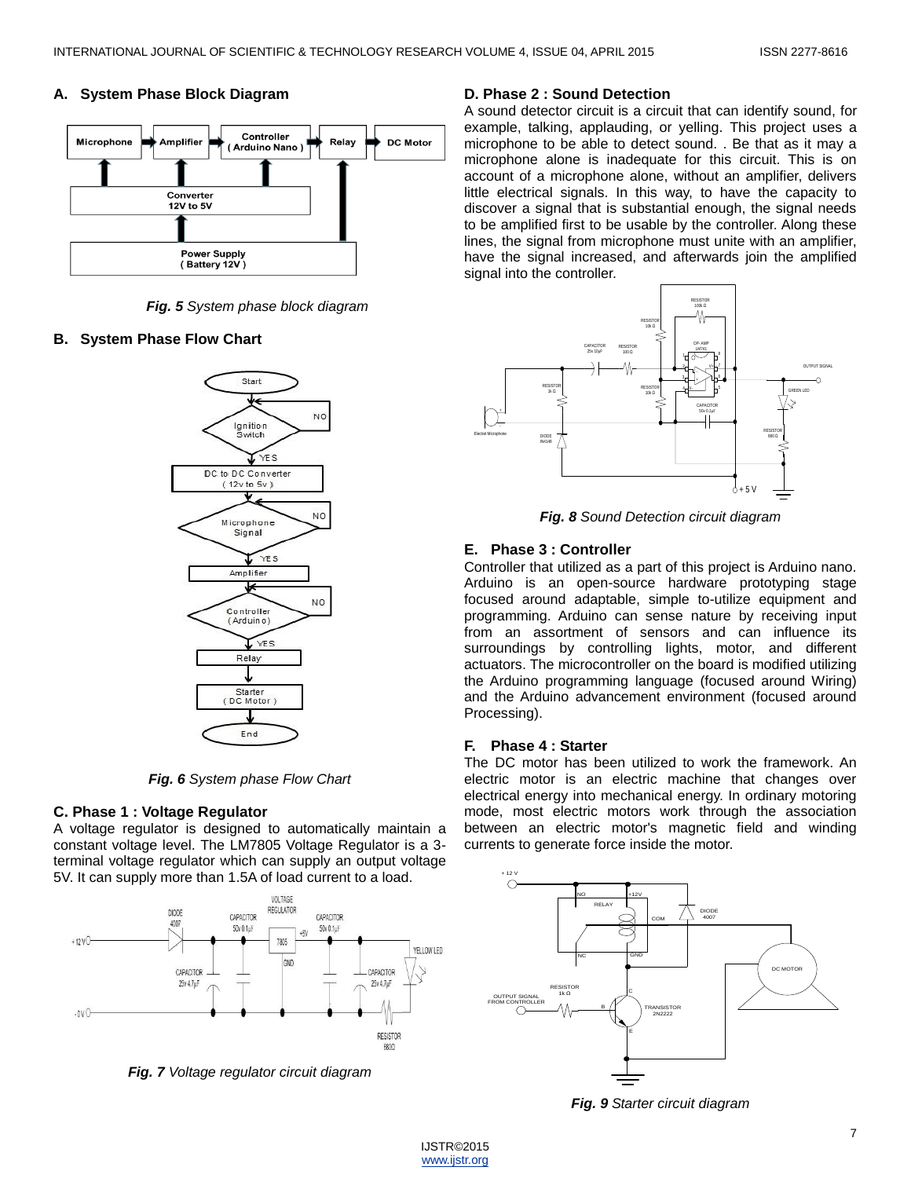### A. System Phase Block Diagram

*Fig. 5* System phase block diagram

### B. System Phase Flow Chart

*Fig. 6* System phase Flow Chart

### C. Phase 1 : Voltage Regulator

A voltage regulator is designed to automatically maintain a constant voltage level. The LM7805 Voltage Regulator is a 3-terminal voltage regulator which can supply an output voltage 5V. It can supply more than 1.5A of load current to a load.

*Fig. 7* Voltage regulator circuit diagram

### D. Phase 2 : Sound Detection

A sound detector circuit is a circuit that can identify sound, for example, talking, applauding, or yelling. This project uses a microphone to be able to detect sound. . Be that as it may a microphone alone is inadequate for this circuit. This is on account of a microphone alone, without an amplifier, delivers little electrical signals. In this way, to have the capacity to discover a signal that is substantial enough, the signal needs to be amplified first to be usable by the controller. Along these lines, the signal from microphone must unite with an amplifier, have the signal increased, and afterwards join the amplified signal into the controller.

*Fig. 8* Sound Detection circuit diagram

### E. Phase 3 : Controller

Controller that utilized as a part of this project is Arduino nano. Arduino is an open-source hardware prototyping stage focused around adaptable, simple to-utilize equipment and programming. Arduino can sense nature by receiving input from an assortment of sensors and can influence its surroundings by controlling lights, motor, and different actuators. The microcontroller on the board is modified utilizing the Arduino programming language (focused around Wiring) and the Arduino advancement environment (focused around Processing).

### F. Phase 4 : Starter

The DC motor has been utilized to work the framework. An electric motor is an electric machine that changes over electrical energy into mechanical energy. In ordinary motoring mode, most electric motors work through the association between an electric motor's magnetic field and winding currents to generate force inside the motor.

*Fig. 9* Starter circuit diagram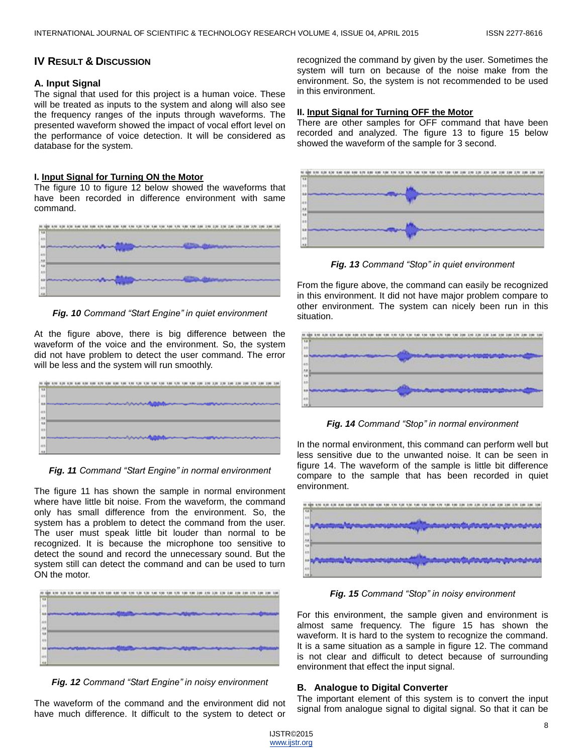## IV Result & Discussion

### A. Input Signal

The signal that used for this project is a human voice. These will be treated as inputs to the system and along will also see the frequency ranges of the inputs through waveforms. The presented waveform showed the impact of vocal effort level on the performance of voice detection. It will be considered as database for the system.

#### I. Input Signal for Turning ON the Motor

The figure 10 to figure 12 below showed the waveforms that have been recorded in difference environment with same command.

***Fig. 10*** *Command "Start Engine" in quiet environment*

At the figure above, there is big difference between the waveform of the voice and the environment. So, the system did not have problem to detect the user command. The error will be less and the system will run smoothly.

***Fig. 11*** *Command "Start Engine" in normal environment*

The figure 11 has shown the sample in normal environment where have little bit noise. From the waveform, the command only has small difference from the environment. So, the system has a problem to detect the command from the user. The user must speak little bit louder than normal to be recognized. It is because the microphone too sensitive to detect the sound and record the unnecessary sound. But the system still can detect the command and can be used to turn ON the motor.

***Fig. 12*** *Command "Start Engine" in noisy environment*

The waveform of the command and the environment did not have much difference. It difficult to the system to detect or recognized the command by given by the user. Sometimes the system will turn on because of the noise make from the environment. So, the system is not recommended to be used in this environment.

#### II. Input Signal for Turning OFF the Motor

There are other samples for OFF command that have been recorded and analyzed. The figure 13 to figure 15 below showed the waveform of the sample for 3 second.

***Fig. 13*** *Command "Stop" in quiet environment*

From the figure above, the command can easily be recognized in this environment. It did not have major problem compare to other environment. The system can nicely been run in this situation.

***Fig. 14*** *Command "Stop" in normal environment*

In the normal environment, this command can perform well but less sensitive due to the unwanted noise. It can be seen in figure 14. The waveform of the sample is little bit difference compare to the sample that has been recorded in quiet environment.

***Fig. 15*** *Command "Stop" in noisy environment*

For this environment, the sample given and environment is almost same frequency. The figure 15 has shown the waveform. It is hard to the system to recognize the command. It is a same situation as a sample in figure 12. The command is not clear and difficult to detect because of surrounding environment that effect the input signal.

### B. Analogue to Digital Converter

The important element of this system is to convert the input signal from analogue signal to digital signal. So that it can be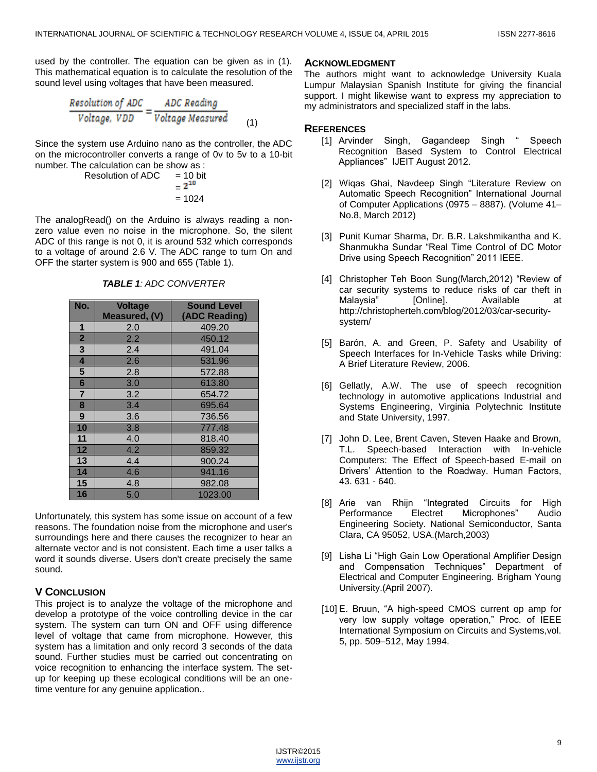used by the controller. The equation can be given as in (1). This mathematical equation is to calculate the resolution of the sound level using voltages that have been measured.

$$\frac{Resolution\ of\ ADC}{Voltage,\ VDD} = \frac{ADC\ Reading}{Voltage\ Measured} \quad (1)$$

Since the system use Arduino nano as the controller, the ADC on the microcontroller converts a range of 0v to 5v to a 10-bit number. The calculation can be show as :

Resolution of ADC = 10 bit
$= 2^{10}$
= 1024

The analogRead() on the Arduino is always reading a non-zero value even no noise in the microphone. So, the silent ADC of this range is not 0, it is around 532 which corresponds to a voltage of around 2.6 V. The ADC range to turn On and OFF the starter system is 900 and 655 (Table 1).

***TABLE 1**: ADC CONVERTER*

| No. | Voltage Measured, (V) | Sound Level (ADC Reading) |
|---|---|---|
| 1 | 2.0 | 409.20 |
| 2 | 2.2 | 450.12 |
| 3 | 2.4 | 491.04 |
| 4 | 2.6 | 531.96 |
| 5 | 2.8 | 572.88 |
| 6 | 3.0 | 613.80 |
| 7 | 3.2 | 654.72 |
| 8 | 3.4 | 695.64 |
| 9 | 3.6 | 736.56 |
| 10 | 3.8 | 777.48 |
| 11 | 4.0 | 818.40 |
| 12 | 4.2 | 859.32 |
| 13 | 4.4 | 900.24 |
| 14 | 4.6 | 941.16 |
| 15 | 4.8 | 982.08 |
| 16 | 5.0 | 1023.00 |

Unfortunately, this system has some issue on account of a few reasons. The foundation noise from the microphone and user's surroundings here and there causes the recognizer to hear an alternate vector and is not consistent. Each time a user talks a word it sounds diverse. Users don't create precisely the same sound.

## V Conclusion

This project is to analyze the voltage of the microphone and develop a prototype of the voice controlling device in the car system. The system can turn ON and OFF using difference level of voltage that came from microphone. However, this system has a limitation and only record 3 seconds of the data sound. Further studies must be carried out concentrating on voice recognition to enhancing the interface system. The set-up for keeping up these ecological conditions will be an one-time venture for any genuine application..

## Acknowledgment

The authors might want to acknowledge University Kuala Lumpur Malaysian Spanish Institute for giving the financial support. I might likewise want to express my appreciation to my administrators and specialized staff in the labs.

## References

[1] Arvinder Singh, Gagandeep Singh " Speech Recognition Based System to Control Electrical Appliances" IJEIT August 2012.

[2] Wiqas Ghai, Navdeep Singh "Literature Review on Automatic Speech Recognition" International Journal of Computer Applications (0975 – 8887). (Volume 41– No.8, March 2012)

[3] Punit Kumar Sharma, Dr. B.R. Lakshmikantha and K. Shanmukha Sundar "Real Time Control of DC Motor Drive using Speech Recognition" 2011 IEEE.

[4] Christopher Teh Boon Sung(March,2012) "Review of car security systems to reduce risks of car theft in Malaysia" [Online]. Available at http://christopherteh.com/blog/2012/03/car-security-system/

[5] Barón, A. and Green, P. Safety and Usability of Speech Interfaces for In-Vehicle Tasks while Driving: A Brief Literature Review, 2006.

[6] Gellatly, A.W. The use of speech recognition technology in automotive applications Industrial and Systems Engineering, Virginia Polytechnic Institute and State University, 1997.

[7] John D. Lee, Brent Caven, Steven Haake and Brown, T.L. Speech-based Interaction with In-vehicle Computers: The Effect of Speech-based E-mail on Drivers' Attention to the Roadway. Human Factors, 43. 631 - 640.

[8] Arie van Rhijn "Integrated Circuits for High Performance Electret Microphones" Audio Engineering Society. National Semiconductor, Santa Clara, CA 95052, USA.(March,2003)

[9] Lisha Li "High Gain Low Operational Amplifier Design and Compensation Techniques" Department of Electrical and Computer Engineering. Brigham Young University.(April 2007).

[10] E. Bruun, "A high-speed CMOS current op amp for very low supply voltage operation," Proc. of IEEE International Symposium on Circuits and Systems,vol. 5, pp. 509–512, May 1994.